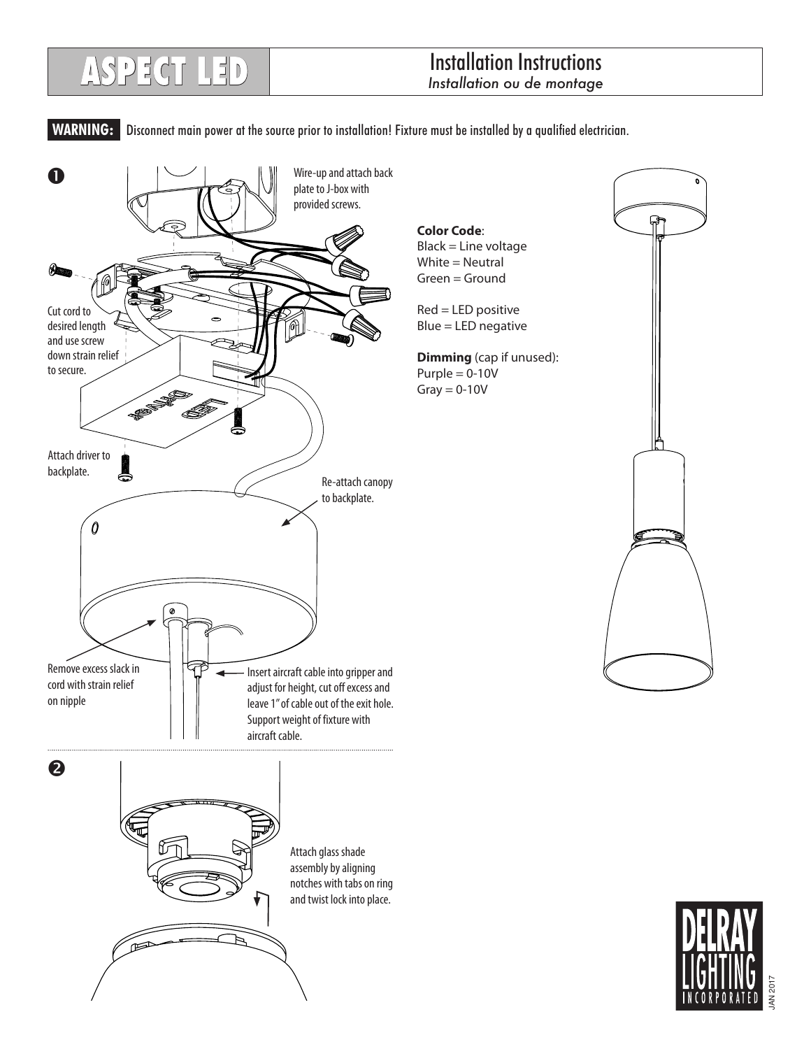# ASPECT LED

## Installation Instructions

*Installation ou de montage*

**WARNING:** Disconnect main power at the source prior to installation! Fixture must be installed by a qualified electrician.

**1**

Wire-up and attach back plate to J-box with provided screws.

Cut cord to desired length and use screw down strain relief to secure.

Attach driver to backplate.

Re-attach canopy to backplate.

Remove excess slack in cord with strain relief on nipple

Insert aircraft cable into gripper and adjust for height, cut off excess and leave 1" of cable out of the exit hole. Support weight of fixture with aircraft cable.

**Color Code**:
Black = Line voltage
White = Neutral
Green = Ground

Red = LED positive
Blue = LED negative

**Dimming** (cap if unused):
Purple = 0-10V
Gray = 0-10V

**2**

Attach glass shade assembly by aligning notches with tabs on ring and twist lock into place.

DELRAY LIGHTING INCORPORATED

JAN 2017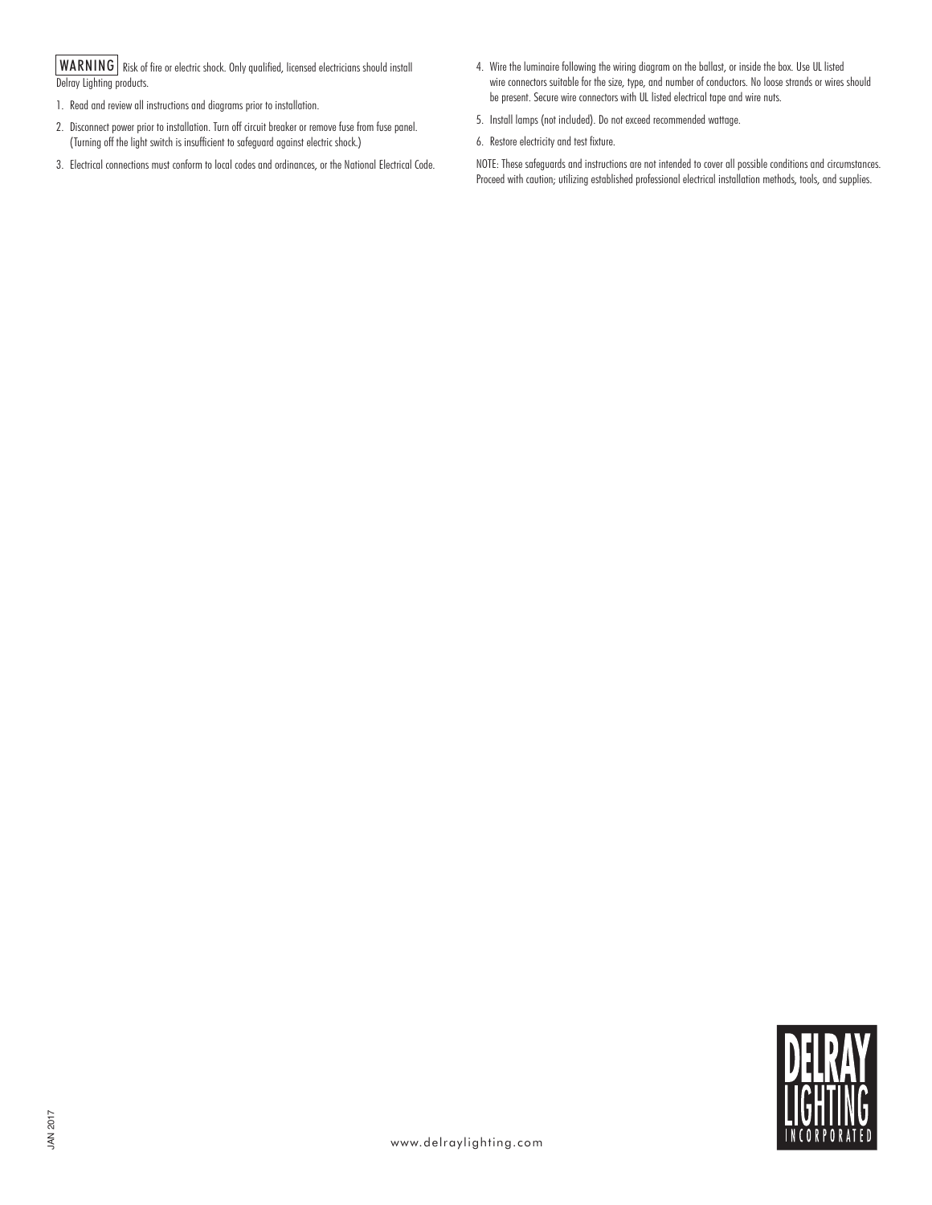**WARNING** Risk of fire or electric shock. Only qualified, licensed electricians should install Delray Lighting products.

1. Read and review all instructions and diagrams prior to installation.
2. Disconnect power prior to installation. Turn off circuit breaker or remove fuse from fuse panel. (Turning off the light switch is insufficient to safeguard against electric shock.)
3. Electrical connections must conform to local codes and ordinances, or the National Electrical Code.
4. Wire the luminaire following the wiring diagram on the ballast, or inside the box. Use UL listed wire connectors suitable for the size, type, and number of conductors. No loose strands or wires should be present. Secure wire connectors with UL listed electrical tape and wire nuts.
5. Install lamps (not included). Do not exceed recommended wattage.
6. Restore electricity and test fixture.

NOTE: These safeguards and instructions are not intended to cover all possible conditions and circumstances. Proceed with caution; utilizing established professional electrical installation methods, tools, and supplies.

JAN 2017

www.delraylighting.com

DELRAY LIGHTING INCORPORATED